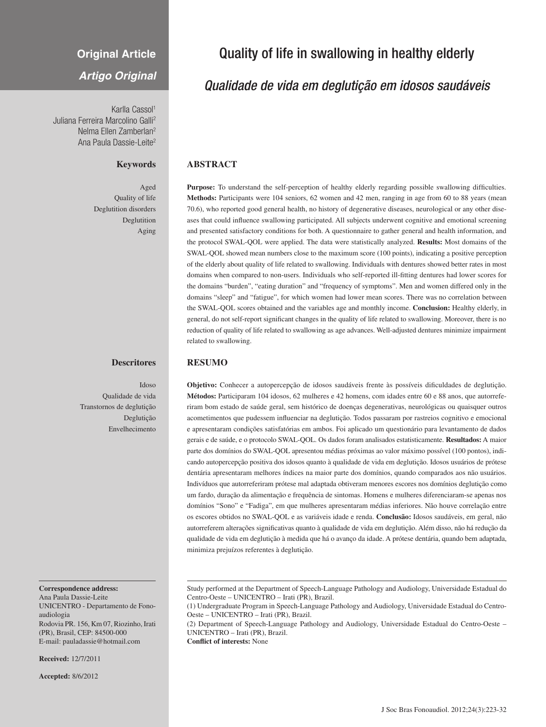**Original Article**

***Artigo Original***

# Quality of life in swallowing in healthy elderly

## *Qualidade de vida em deglutição em idosos saudáveis*

Karlla Cassol[1]
Juliana Ferreira Marcolino Galli[2]
Nelma Ellen Zamberlan[2]
Ana Paula Dassie-Leite[2]

**Keywords**

Aged
Quality of life
Deglutition disorders
Deglutition
Aging

## ABSTRACT

**Purpose:** To understand the self-perception of healthy elderly regarding possible swallowing difficulties. **Methods:** Participants were 104 seniors, 62 women and 42 men, ranging in age from 60 to 88 years (mean 70.6), who reported good general health, no history of degenerative diseases, neurological or any other diseases that could influence swallowing participated. All subjects underwent cognitive and emotional screening and presented satisfactory conditions for both. A questionnaire to gather general and health information, and the protocol SWAL-QOL were applied. The data were statistically analyzed. **Results:** Most domains of the SWAL-QOL showed mean numbers close to the maximum score (100 points), indicating a positive perception of the elderly about quality of life related to swallowing. Individuals with dentures showed better rates in most domains when compared to non-users. Individuals who self-reported ill-fitting dentures had lower scores for the domains "burden", "eating duration" and "frequency of symptoms". Men and women differed only in the domains "sleep" and "fatigue", for which women had lower mean scores. There was no correlation between the SWAL-QOL scores obtained and the variables age and monthly income. **Conclusion:** Healthy elderly, in general, do not self-report significant changes in the quality of life related to swallowing. Moreover, there is no reduction of quality of life related to swallowing as age advances. Well-adjusted dentures minimize impairment related to swallowing.

**Descritores**

Idoso
Qualidade de vida
Transtornos de deglutição
Deglutição
Envelhecimento

## RESUMO

**Objetivo:** Conhecer a autopercepção de idosos saudáveis frente às possíveis dificuldades de deglutição. **Métodos:** Participaram 104 idosos, 62 mulheres e 42 homens, com idades entre 60 e 88 anos, que autorreferiram bom estado de saúde geral, sem histórico de doenças degenerativas, neurológicas ou quaisquer outros acometimentos que pudessem influenciar na deglutição. Todos passaram por rastreios cognitivo e emocional e apresentaram condições satisfatórias em ambos. Foi aplicado um questionário para levantamento de dados gerais e de saúde, e o protocolo SWAL-QOL. Os dados foram analisados estatisticamente. **Resultados:** A maior parte dos domínios do SWAL-QOL apresentou médias próximas ao valor máximo possível (100 pontos), indicando autopercepção positiva dos idosos quanto à qualidade de vida em deglutição. Idosos usuários de prótese dentária apresentaram melhores índices na maior parte dos domínios, quando comparados aos não usuários. Indivíduos que autorreferiram prótese mal adaptada obtiveram menores escores nos domínios deglutição como um fardo, duração da alimentação e frequência de sintomas. Homens e mulheres diferenciaram-se apenas nos domínios "Sono" e "Fadiga", em que mulheres apresentaram médias inferiores. Não houve correlação entre os escores obtidos no SWAL-QOL e as variáveis idade e renda. **Conclusão:** Idosos saudáveis, em geral, não autorreferem alterações significativas quanto à qualidade de vida em deglutição. Além disso, não há redução da qualidade de vida em deglutição à medida que há o avanço da idade. A prótese dentária, quando bem adaptada, minimiza prejuízos referentes à deglutição.

**Correspondence address:**
Ana Paula Dassie-Leite
UNICENTRO - Departamento de Fonoaudiologia
Rodovia PR. 156, Km 07, Riozinho, Irati (PR), Brasil, CEP: 84500-000
E-mail: pauladassie@hotmail.com

**Received:** 12/7/2011

**Accepted:** 8/6/2012

Study performed at the Department of Speech-Language Pathology and Audiology, Universidade Estadual do Centro-Oeste – UNICENTRO – Irati (PR), Brazil.
(1) Undergraduate Program in Speech-Language Pathology and Audiology, Universidade Estadual do Centro-Oeste – UNICENTRO – Irati (PR), Brazil.
(2) Department of Speech-Language Pathology and Audiology, Universidade Estadual do Centro-Oeste – UNICENTRO – Irati (PR), Brazil.
**Conflict of interests:** None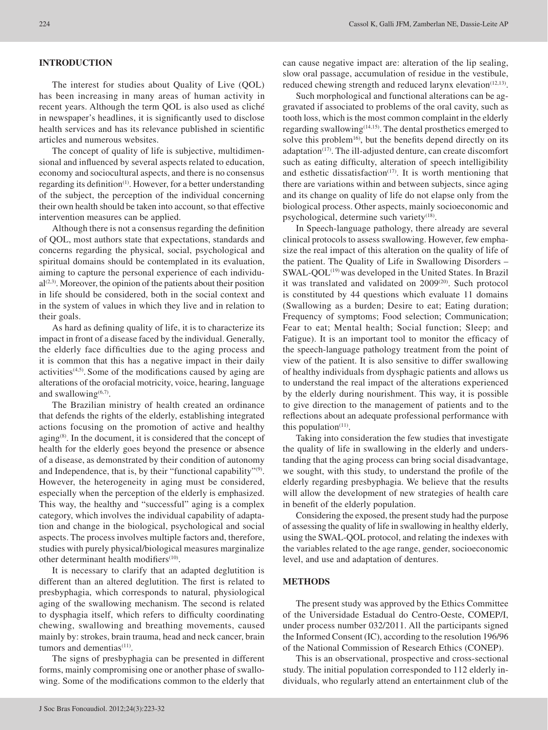## INTRODUCTION

The interest for studies about Quality of Live (QOL) has been increasing in many areas of human activity in recent years. Although the term QOL is also used as cliché in newspaper's headlines, it is significantly used to disclose health services and has its relevance published in scientific articles and numerous websites.

The concept of quality of life is subjective, multidimensional and influenced by several aspects related to education, economy and sociocultural aspects, and there is no consensus regarding its definition[1]. However, for a better understanding of the subject, the perception of the individual concerning their own health should be taken into account, so that effective intervention measures can be applied.

Although there is not a consensus regarding the definition of QOL, most authors state that expectations, standards and concerns regarding the physical, social, psychological and spiritual domains should be contemplated in its evaluation, aiming to capture the personal experience of each individual[2,3]. Moreover, the opinion of the patients about their position in life should be considered, both in the social context and in the system of values in which they live and in relation to their goals.

As hard as defining quality of life, it is to characterize its impact in front of a disease faced by the individual. Generally, the elderly face difficulties due to the aging process and it is common that this has a negative impact in their daily activities[4,5]. Some of the modifications caused by aging are alterations of the orofacial motricity, voice, hearing, language and swallowing[6,7].

The Brazilian ministry of health created an ordinance that defends the rights of the elderly, establishing integrated actions focusing on the promotion of active and healthy aging[8]. In the document, it is considered that the concept of health for the elderly goes beyond the presence or absence of a disease, as demonstrated by their condition of autonomy and Independence, that is, by their "functional capability"[9]. However, the heterogeneity in aging must be considered, especially when the perception of the elderly is emphasized. This way, the healthy and "successful" aging is a complex category, which involves the individual capability of adaptation and change in the biological, psychological and social aspects. The process involves multiple factors and, therefore, studies with purely physical/biological measures marginalize other determinant health modifiers[10].

It is necessary to clarify that an adapted deglutition is different than an altered deglutition. The first is related to presbyphagia, which corresponds to natural, physiological aging of the swallowing mechanism. The second is related to dysphagia itself, which refers to difficulty coordinating chewing, swallowing and breathing movements, caused mainly by: strokes, brain trauma, head and neck cancer, brain tumors and dementias[11].

The signs of presbyphagia can be presented in different forms, mainly compromising one or another phase of swallowing. Some of the modifications common to the elderly that can cause negative impact are: alteration of the lip sealing, slow oral passage, accumulation of residue in the vestibule, reduced chewing strength and reduced larynx elevation[12,13].

Such morphological and functional alterations can be aggravated if associated to problems of the oral cavity, such as tooth loss, which is the most common complaint in the elderly regarding swallowing[14,15]. The dental prosthetics emerged to solve this problem[16], but the benefits depend directly on its adaptation[17]. The ill-adjusted denture, can create discomfort such as eating difficulty, alteration of speech intelligibility and esthetic dissatisfaction[17]. It is worth mentioning that there are variations within and between subjects, since aging and its change on quality of life do not elapse only from the biological process. Other aspects, mainly socioeconomic and psychological, determine such variety[18].

In Speech-language pathology, there already are several clinical protocols to assess swallowing. However, few emphasize the real impact of this alteration on the quality of life of the patient. The Quality of Life in Swallowing Disorders – SWAL-QOL[19] was developed in the United States. In Brazil it was translated and validated on 2009[20]. Such protocol is constituted by 44 questions which evaluate 11 domains (Swallowing as a burden; Desire to eat; Eating duration; Frequency of symptoms; Food selection; Communication; Fear to eat; Mental health; Social function; Sleep; and Fatigue). It is an important tool to monitor the efficacy of the speech-language pathology treatment from the point of view of the patient. It is also sensitive to differ swallowing of healthy individuals from dysphagic patients and allows us to understand the real impact of the alterations experienced by the elderly during nourishment. This way, it is possible to give direction to the management of patients and to the reflections about an adequate professional performance with this population[11].

Taking into consideration the few studies that investigate the quality of life in swallowing in the elderly and understanding that the aging process can bring social disadvantage, we sought, with this study, to understand the profile of the elderly regarding presbyphagia. We believe that the results will allow the development of new strategies of health care in benefit of the elderly population.

Considering the exposed, the present study had the purpose of assessing the quality of life in swallowing in healthy elderly, using the SWAL-QOL protocol, and relating the indexes with the variables related to the age range, gender, socioeconomic level, and use and adaptation of dentures.

## METHODS

The present study was approved by the Ethics Committee of the Universidade Estadual do Centro-Oeste, COMEP/I, under process number 032/2011. All the participants signed the Informed Consent (IC), according to the resolution 196/96 of the National Commission of Research Ethics (CONEP).

This is an observational, prospective and cross-sectional study. The initial population corresponded to 112 elderly individuals, who regularly attend an entertainment club of the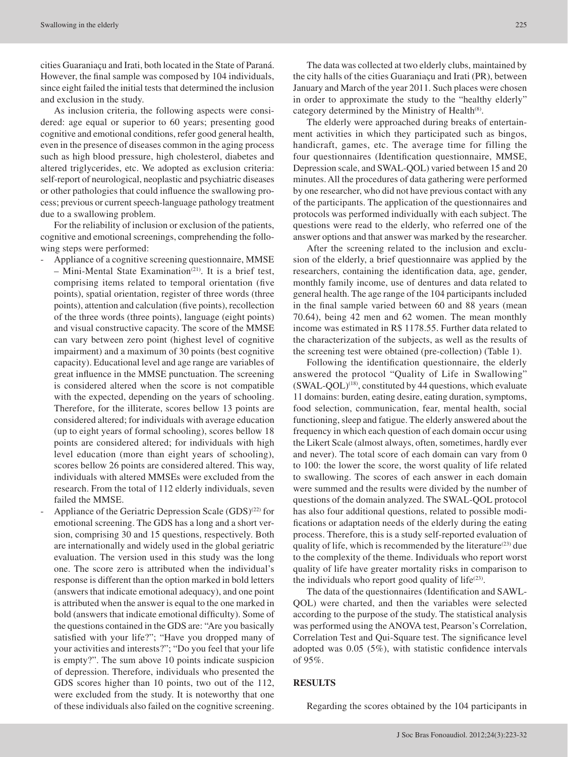cities Guaraniaçu and Irati, both located in the State of Paraná. However, the final sample was composed by 104 individuals, since eight failed the initial tests that determined the inclusion and exclusion in the study.

As inclusion criteria, the following aspects were considered: age equal or superior to 60 years; presenting good cognitive and emotional conditions, refer good general health, even in the presence of diseases common in the aging process such as high blood pressure, high cholesterol, diabetes and altered triglycerides, etc. We adopted as exclusion criteria: self-report of neurological, neoplastic and psychiatric diseases or other pathologies that could influence the swallowing process; previous or current speech-language pathology treatment due to a swallowing problem.

For the reliability of inclusion or exclusion of the patients, cognitive and emotional screenings, comprehending the following steps were performed:

- Appliance of a cognitive screening questionnaire, MMSE – Mini-Mental State Examination[21]. It is a brief test, comprising items related to temporal orientation (five points), spatial orientation, register of three words (three points), attention and calculation (five points), recollection of the three words (three points), language (eight points) and visual constructive capacity. The score of the MMSE can vary between zero point (highest level of cognitive impairment) and a maximum of 30 points (best cognitive capacity). Educational level and age range are variables of great influence in the MMSE punctuation. The screening is considered altered when the score is not compatible with the expected, depending on the years of schooling. Therefore, for the illiterate, scores bellow 13 points are considered altered; for individuals with average education (up to eight years of formal schooling), scores bellow 18 points are considered altered; for individuals with high level education (more than eight years of schooling), scores bellow 26 points are considered altered. This way, individuals with altered MMSEs were excluded from the research. From the total of 112 elderly individuals, seven failed the MMSE.
- Appliance of the Geriatric Depression Scale (GDS)[22] for emotional screening. The GDS has a long and a short version, comprising 30 and 15 questions, respectively. Both are internationally and widely used in the global geriatric evaluation. The version used in this study was the long one. The score zero is attributed when the individual's response is different than the option marked in bold letters (answers that indicate emotional adequacy), and one point is attributed when the answer is equal to the one marked in bold (answers that indicate emotional difficulty). Some of the questions contained in the GDS are: "Are you basically satisfied with your life?"; "Have you dropped many of your activities and interests?"; "Do you feel that your life is empty?". The sum above 10 points indicate suspicion of depression. Therefore, individuals who presented the GDS scores higher than 10 points, two out of the 112, were excluded from the study. It is noteworthy that one of these individuals also failed on the cognitive screening.

The data was collected at two elderly clubs, maintained by the city halls of the cities Guaraniaçu and Irati (PR), between January and March of the year 2011. Such places were chosen in order to approximate the study to the "healthy elderly" category determined by the Ministry of Health[8].

The elderly were approached during breaks of entertainment activities in which they participated such as bingos, handicraft, games, etc. The average time for filling the four questionnaires (Identification questionnaire, MMSE, Depression scale, and SWAL-QOL) varied between 15 and 20 minutes. All the procedures of data gathering were performed by one researcher, who did not have previous contact with any of the participants. The application of the questionnaires and protocols was performed individually with each subject. The questions were read to the elderly, who referred one of the answer options and that answer was marked by the researcher.

After the screening related to the inclusion and exclusion of the elderly, a brief questionnaire was applied by the researchers, containing the identification data, age, gender, monthly family income, use of dentures and data related to general health. The age range of the 104 participants included in the final sample varied between 60 and 88 years (mean 70.64), being 42 men and 62 women. The mean monthly income was estimated in R$ 1178.55. Further data related to the characterization of the subjects, as well as the results of the screening test were obtained (pre-collection) (Table 1).

Following the identification questionnaire, the elderly answered the protocol "Quality of Life in Swallowing" (SWAL-QOL)[18], constituted by 44 questions, which evaluate 11 domains: burden, eating desire, eating duration, symptoms, food selection, communication, fear, mental health, social functioning, sleep and fatigue. The elderly answered about the frequency in which each question of each domain occur using the Likert Scale (almost always, often, sometimes, hardly ever and never). The total score of each domain can vary from 0 to 100: the lower the score, the worst quality of life related to swallowing. The scores of each answer in each domain were summed and the results were divided by the number of questions of the domain analyzed. The SWAL-QOL protocol has also four additional questions, related to possible modifications or adaptation needs of the elderly during the eating process. Therefore, this is a study self-reported evaluation of quality of life, which is recommended by the literature[23] due to the complexity of the theme. Individuals who report worst quality of life have greater mortality risks in comparison to the individuals who report good quality of life[23].

The data of the questionnaires (Identification and SAWL-QOL) were charted, and then the variables were selected according to the purpose of the study. The statistical analysis was performed using the ANOVA test, Pearson's Correlation, Correlation Test and Qui-Square test. The significance level adopted was 0.05 (5%), with statistic confidence intervals of 95%.

## RESULTS

Regarding the scores obtained by the 104 participants in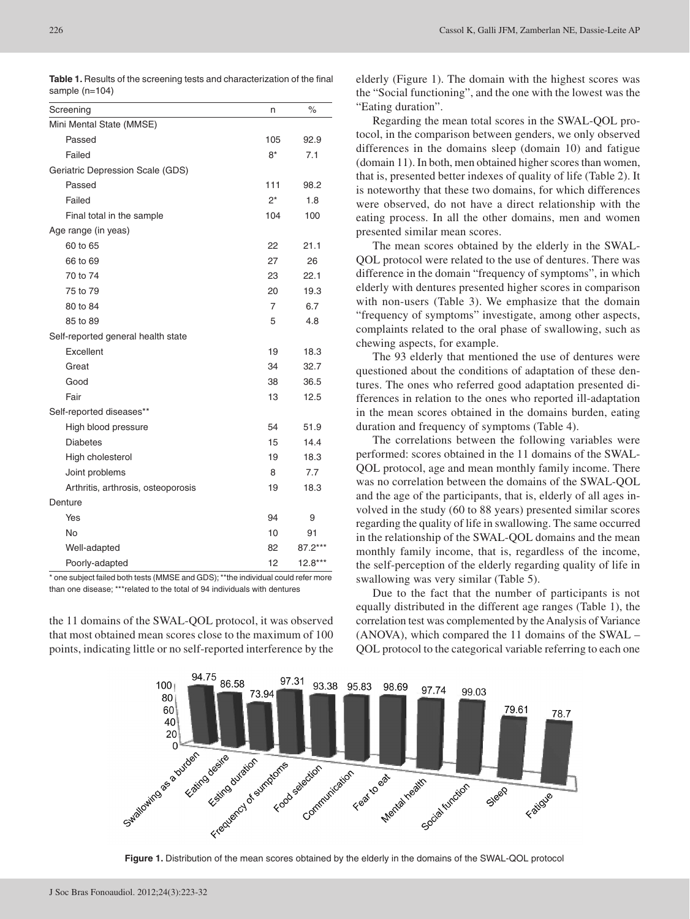**Table 1.** Results of the screening tests and characterization of the final sample (n=104)

| Screening | n | % |
|---|---|---|
| Mini Mental State (MMSE) | | |
| Passed | 105 | 92.9 |
| Failed | 8* | 7.1 |
| Geriatric Depression Scale (GDS) | | |
| Passed | 111 | 98.2 |
| Failed | 2* | 1.8 |
| Final total in the sample | 104 | 100 |
| Age range (in yeas) | | |
| 60 to 65 | 22 | 21.1 |
| 66 to 69 | 27 | 26 |
| 70 to 74 | 23 | 22.1 |
| 75 to 79 | 20 | 19.3 |
| 80 to 84 | 7 | 6.7 |
| 85 to 89 | 5 | 4.8 |
| Self-reported general health state | | |
| Excellent | 19 | 18.3 |
| Great | 34 | 32.7 |
| Good | 38 | 36.5 |
| Fair | 13 | 12.5 |
| Self-reported diseases** | | |
| High blood pressure | 54 | 51.9 |
| Diabetes | 15 | 14.4 |
| High cholesterol | 19 | 18.3 |
| Joint problems | 8 | 7.7 |
| Arthritis, arthrosis, osteoporosis | 19 | 18.3 |
| Denture | | |
| Yes | 94 | 9 |
| No | 10 | 91 |
| Well-adapted | 82 | 87.2*** |
| Poorly-adapted | 12 | 12.8*** |

* one subject failed both tests (MMSE and GDS); **the individual could refer more than one disease; ***related to the total of 94 individuals with dentures

the 11 domains of the SWAL-QOL protocol, it was observed that most obtained mean scores close to the maximum of 100 points, indicating little or no self-reported interference by the elderly (Figure 1). The domain with the highest scores was the "Social functioning", and the one with the lowest was the "Eating duration".

Regarding the mean total scores in the SWAL-QOL protocol, in the comparison between genders, we only observed differences in the domains sleep (domain 10) and fatigue (domain 11). In both, men obtained higher scores than women, that is, presented better indexes of quality of life (Table 2). It is noteworthy that these two domains, for which differences were observed, do not have a direct relationship with the eating process. In all the other domains, men and women presented similar mean scores.

The mean scores obtained by the elderly in the SWAL-QOL protocol were related to the use of dentures. There was difference in the domain "frequency of symptoms", in which elderly with dentures presented higher scores in comparison with non-users (Table 3). We emphasize that the domain "frequency of symptoms" investigate, among other aspects, complaints related to the oral phase of swallowing, such as chewing aspects, for example.

The 93 elderly that mentioned the use of dentures were questioned about the conditions of adaptation of these dentures. The ones who referred good adaptation presented differences in relation to the ones who reported ill-adaptation in the mean scores obtained in the domains burden, eating duration and frequency of symptoms (Table 4).

The correlations between the following variables were performed: scores obtained in the 11 domains of the SWAL-QOL protocol, age and mean monthly family income. There was no correlation between the domains of the SWAL-QOL and the age of the participants, that is, elderly of all ages involved in the study (60 to 88 years) presented similar scores regarding the quality of life in swallowing. The same occurred in the relationship of the SWAL-QOL domains and the mean monthly family income, that is, regardless of the income, the self-perception of the elderly regarding quality of life in swallowing was very similar (Table 5).

Due to the fact that the number of participants is not equally distributed in the different age ranges (Table 1), the correlation test was complemented by the Analysis of Variance (ANOVA), which compared the 11 domains of the SWAL – QOL protocol to the categorical variable referring to each one

| Domain | Mean score |
|---|---|
| Swallowing as a burden | 94.75 |
| Eating desire | 86.58 |
| Esting duration | 73.94 |
| Frequency of sumptoms | 97.31 |
| Food selection | 93.38 |
| Communication | 95.83 |
| Fear to eat | 98.69 |
| Mental health | 97.74 |
| Social function | 99.03 |
| Sleep | 79.61 |
| Fatigue | 78.7 |

**Figure 1.** Distribution of the mean scores obtained by the elderly in the domains of the SWAL-QOL protocol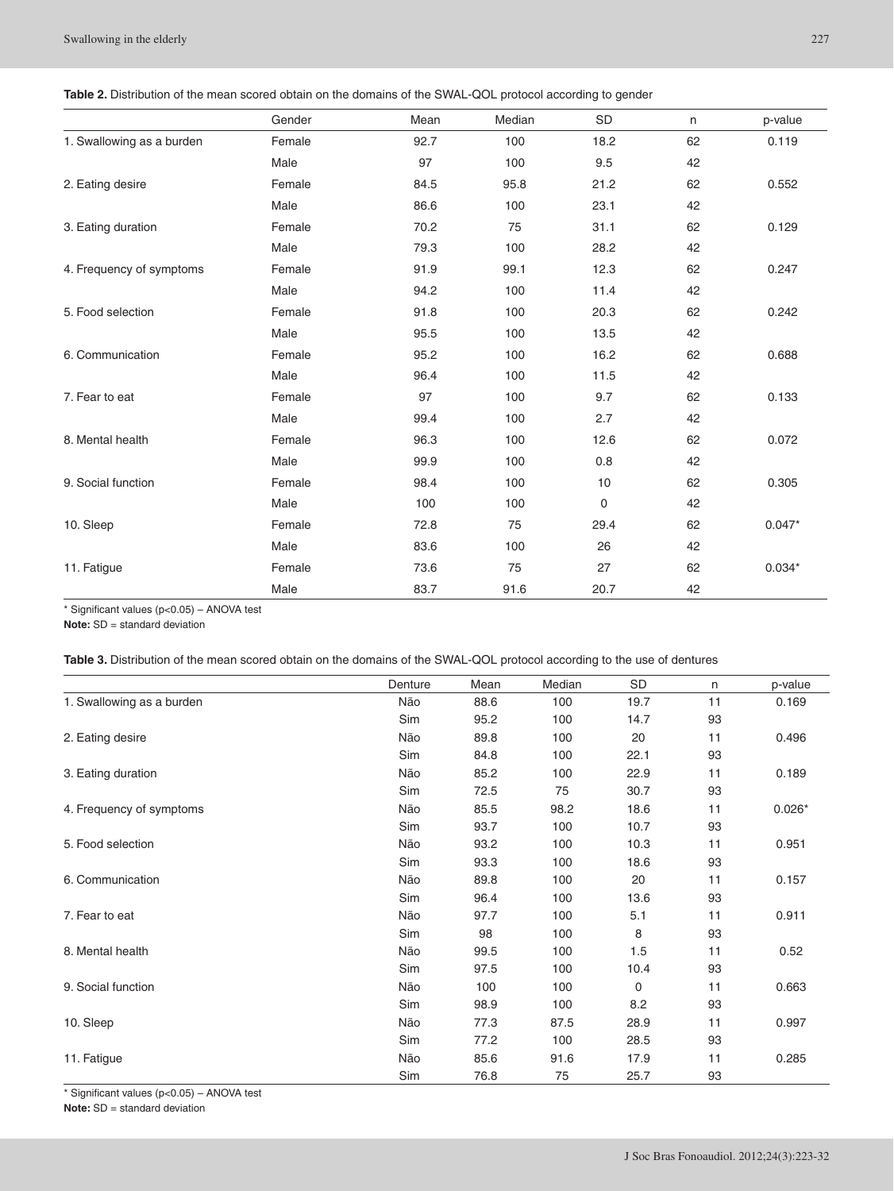**Table 2.** Distribution of the mean scored obtain on the domains of the SWAL-QOL protocol according to gender

| | Gender | Mean | Median | SD | n | p-value |
|---|---|---|---|---|---|---|
| 1. Swallowing as a burden | Female | 92.7 | 100 | 18.2 | 62 | 0.119 |
| | Male | 97 | 100 | 9.5 | 42 | |
| 2. Eating desire | Female | 84.5 | 95.8 | 21.2 | 62 | 0.552 |
| | Male | 86.6 | 100 | 23.1 | 42 | |
| 3. Eating duration | Female | 70.2 | 75 | 31.1 | 62 | 0.129 |
| | Male | 79.3 | 100 | 28.2 | 42 | |
| 4. Frequency of symptoms | Female | 91.9 | 99.1 | 12.3 | 62 | 0.247 |
| | Male | 94.2 | 100 | 11.4 | 42 | |
| 5. Food selection | Female | 91.8 | 100 | 20.3 | 62 | 0.242 |
| | Male | 95.5 | 100 | 13.5 | 42 | |
| 6. Communication | Female | 95.2 | 100 | 16.2 | 62 | 0.688 |
| | Male | 96.4 | 100 | 11.5 | 42 | |
| 7. Fear to eat | Female | 97 | 100 | 9.7 | 62 | 0.133 |
| | Male | 99.4 | 100 | 2.7 | 42 | |
| 8. Mental health | Female | 96.3 | 100 | 12.6 | 62 | 0.072 |
| | Male | 99.9 | 100 | 0.8 | 42 | |
| 9. Social function | Female | 98.4 | 100 | 10 | 62 | 0.305 |
| | Male | 100 | 100 | 0 | 42 | |
| 10. Sleep | Female | 72.8 | 75 | 29.4 | 62 | 0.047* |
| | Male | 83.6 | 100 | 26 | 42 | |
| 11. Fatigue | Female | 73.6 | 75 | 27 | 62 | 0.034* |
| | Male | 83.7 | 91.6 | 20.7 | 42 | |

* Significant values ($p<0.05$) – ANOVA test

**Note:** SD = standard deviation

**Table 3.** Distribution of the mean scored obtain on the domains of the SWAL-QOL protocol according to the use of dentures

| | Denture | Mean | Median | SD | n | p-value |
|---|---|---|---|---|---|---|
| 1. Swallowing as a burden | Não | 88.6 | 100 | 19.7 | 11 | 0.169 |
| | Sim | 95.2 | 100 | 14.7 | 93 | |
| 2. Eating desire | Não | 89.8 | 100 | 20 | 11 | 0.496 |
| | Sim | 84.8 | 100 | 22.1 | 93 | |
| 3. Eating duration | Não | 85.2 | 100 | 22.9 | 11 | 0.189 |
| | Sim | 72.5 | 75 | 30.7 | 93 | |
| 4. Frequency of symptoms | Não | 85.5 | 98.2 | 18.6 | 11 | 0.026* |
| | Sim | 93.7 | 100 | 10.7 | 93 | |
| 5. Food selection | Não | 93.2 | 100 | 10.3 | 11 | 0.951 |
| | Sim | 93.3 | 100 | 18.6 | 93 | |
| 6. Communication | Não | 89.8 | 100 | 20 | 11 | 0.157 |
| | Sim | 96.4 | 100 | 13.6 | 93 | |
| 7. Fear to eat | Não | 97.7 | 100 | 5.1 | 11 | 0.911 |
| | Sim | 98 | 100 | 8 | 93 | |
| 8. Mental health | Não | 99.5 | 100 | 1.5 | 11 | 0.52 |
| | Sim | 97.5 | 100 | 10.4 | 93 | |
| 9. Social function | Não | 100 | 100 | 0 | 11 | 0.663 |
| | Sim | 98.9 | 100 | 8.2 | 93 | |
| 10. Sleep | Não | 77.3 | 87.5 | 28.9 | 11 | 0.997 |
| | Sim | 77.2 | 100 | 28.5 | 93 | |
| 11. Fatigue | Não | 85.6 | 91.6 | 17.9 | 11 | 0.285 |
| | Sim | 76.8 | 75 | 25.7 | 93 | |

* Significant values ($p<0.05$) – ANOVA test

**Note:** SD = standard deviation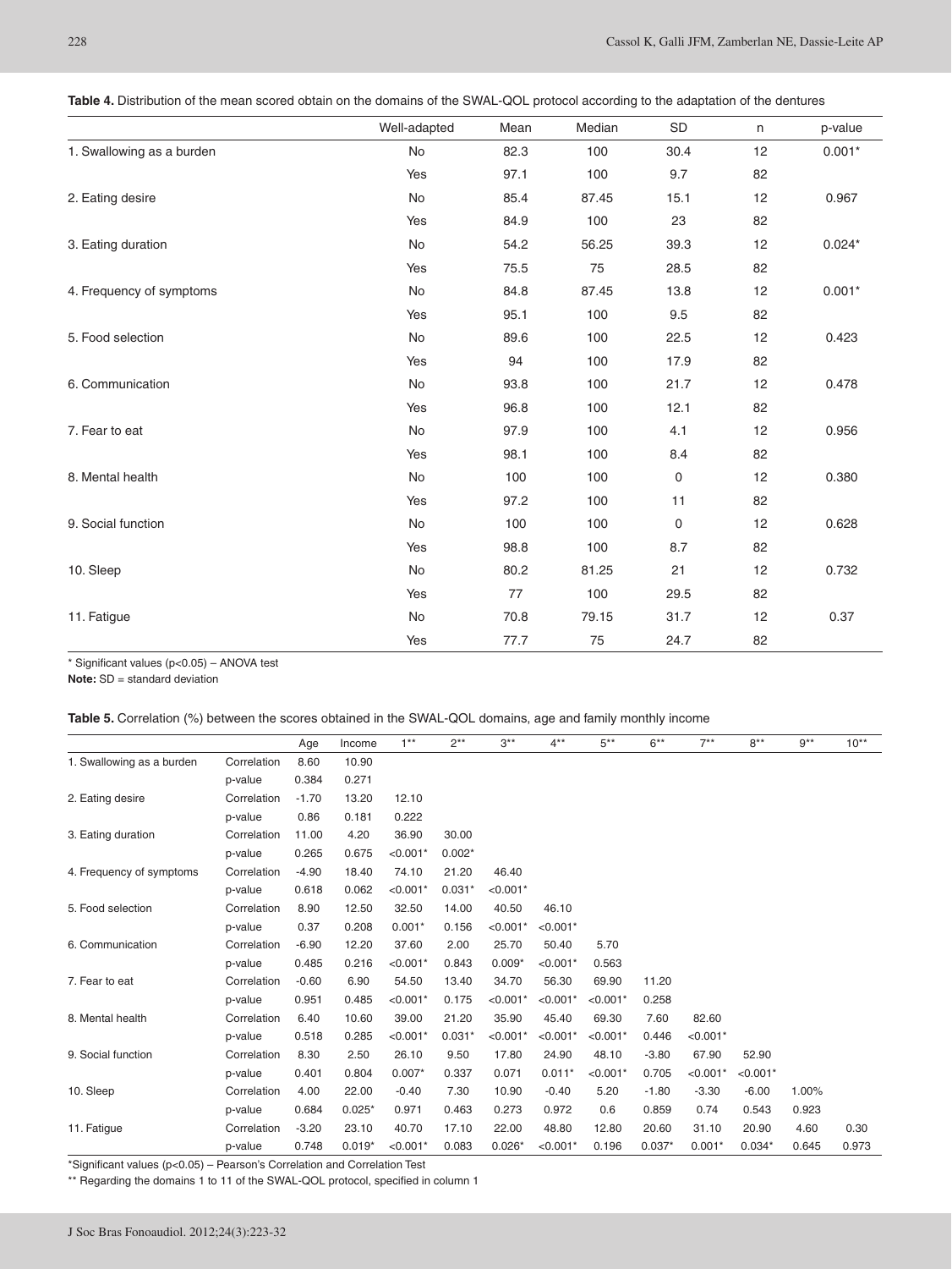**Table 4.** Distribution of the mean scored obtain on the domains of the SWAL-QOL protocol according to the adaptation of the dentures

| | Well-adapted | Mean | Median | SD | n | p-value |
|---|---|---|---|---|---|---|
| 1. Swallowing as a burden | No | 82.3 | 100 | 30.4 | 12 | 0.001* |
| | Yes | 97.1 | 100 | 9.7 | 82 | |
| 2. Eating desire | No | 85.4 | 87.45 | 15.1 | 12 | 0.967 |
| | Yes | 84.9 | 100 | 23 | 82 | |
| 3. Eating duration | No | 54.2 | 56.25 | 39.3 | 12 | 0.024* |
| | Yes | 75.5 | 75 | 28.5 | 82 | |
| 4. Frequency of symptoms | No | 84.8 | 87.45 | 13.8 | 12 | 0.001* |
| | Yes | 95.1 | 100 | 9.5 | 82 | |
| 5. Food selection | No | 89.6 | 100 | 22.5 | 12 | 0.423 |
| | Yes | 94 | 100 | 17.9 | 82 | |
| 6. Communication | No | 93.8 | 100 | 21.7 | 12 | 0.478 |
| | Yes | 96.8 | 100 | 12.1 | 82 | |
| 7. Fear to eat | No | 97.9 | 100 | 4.1 | 12 | 0.956 |
| | Yes | 98.1 | 100 | 8.4 | 82 | |
| 8. Mental health | No | 100 | 100 | 0 | 12 | 0.380 |
| | Yes | 97.2 | 100 | 11 | 82 | |
| 9. Social function | No | 100 | 100 | 0 | 12 | 0.628 |
| | Yes | 98.8 | 100 | 8.7 | 82 | |
| 10. Sleep | No | 80.2 | 81.25 | 21 | 12 | 0.732 |
| | Yes | 77 | 100 | 29.5 | 82 | |
| 11. Fatigue | No | 70.8 | 79.15 | 31.7 | 12 | 0.37 |
| | Yes | 77.7 | 75 | 24.7 | 82 | |

* Significant values ($p<0.05$) – ANOVA test

**Note:** SD = standard deviation

**Table 5.** Correlation (%) between the scores obtained in the SWAL-QOL domains, age and family monthly income

| | | Age | Income | 1** | 2** | 3** | 4** | 5** | 6** | 7** | 8** | 9** | 10** |
|---|---|---|---|---|---|---|---|---|---|---|---|---|---|
| 1. Swallowing as a burden | Correlation | 8.60 | 10.90 | | | | | | | | | | |
| | p-value | 0.384 | 0.271 | | | | | | | | | | |
| 2. Eating desire | Correlation | -1.70 | 13.20 | 12.10 | | | | | | | | | |
| | p-value | 0.86 | 0.181 | 0.222 | | | | | | | | | |
| 3. Eating duration | Correlation | 11.00 | 4.20 | 36.90 | 30.00 | | | | | | | | |
| | p-value | 0.265 | 0.675 | <0.001* | 0.002* | | | | | | | | |
| 4. Frequency of symptoms | Correlation | -4.90 | 18.40 | 74.10 | 21.20 | 46.40 | | | | | | | |
| | p-value | 0.618 | 0.062 | <0.001* | 0.031* | <0.001* | | | | | | | |
| 5. Food selection | Correlation | 8.90 | 12.50 | 32.50 | 14.00 | 40.50 | 46.10 | | | | | | |
| | p-value | 0.37 | 0.208 | 0.001* | 0.156 | <0.001* | <0.001* | | | | | | |
| 6. Communication | Correlation | -6.90 | 12.20 | 37.60 | 2.00 | 25.70 | 50.40 | 5.70 | | | | | |
| | p-value | 0.485 | 0.216 | <0.001* | 0.843 | 0.009* | <0.001* | 0.563 | | | | | |
| 7. Fear to eat | Correlation | -0.60 | 6.90 | 54.50 | 13.40 | 34.70 | 56.30 | 69.90 | 11.20 | | | | |
| | p-value | 0.951 | 0.485 | <0.001* | 0.175 | <0.001* | <0.001* | <0.001* | 0.258 | | | | |
| 8. Mental health | Correlation | 6.40 | 10.60 | 39.00 | 21.20 | 35.90 | 45.40 | 69.30 | 7.60 | 82.60 | | | |
| | p-value | 0.518 | 0.285 | <0.001* | 0.031* | <0.001* | <0.001* | <0.001* | 0.446 | <0.001* | | | |
| 9. Social function | Correlation | 8.30 | 2.50 | 26.10 | 9.50 | 17.80 | 24.90 | 48.10 | -3.80 | 67.90 | 52.90 | | |
| | p-value | 0.401 | 0.804 | 0.007* | 0.337 | 0.071 | 0.011* | <0.001* | 0.705 | <0.001* | <0.001* | | |
| 10. Sleep | Correlation | 4.00 | 22.00 | -0.40 | 7.30 | 10.90 | -0.40 | 5.20 | -1.80 | -3.30 | -6.00 | 1.00% | |
| | p-value | 0.684 | 0.025* | 0.971 | 0.463 | 0.273 | 0.972 | 0.6 | 0.859 | 0.74 | 0.543 | 0.923 | |
| 11. Fatigue | Correlation | -3.20 | 23.10 | 40.70 | 17.10 | 22.00 | 48.80 | 12.80 | 20.60 | 31.10 | 20.90 | 4.60 | 0.30 |
| | p-value | 0.748 | 0.019* | <0.001* | 0.083 | 0.026* | <0.001* | 0.196 | 0.037* | 0.001* | 0.034* | 0.645 | 0.973 |

*Significant values ($p<0.05$) – Pearson's Correlation and Correlation Test

** Regarding the domains 1 to 11 of the SWAL-QOL protocol, specified in column 1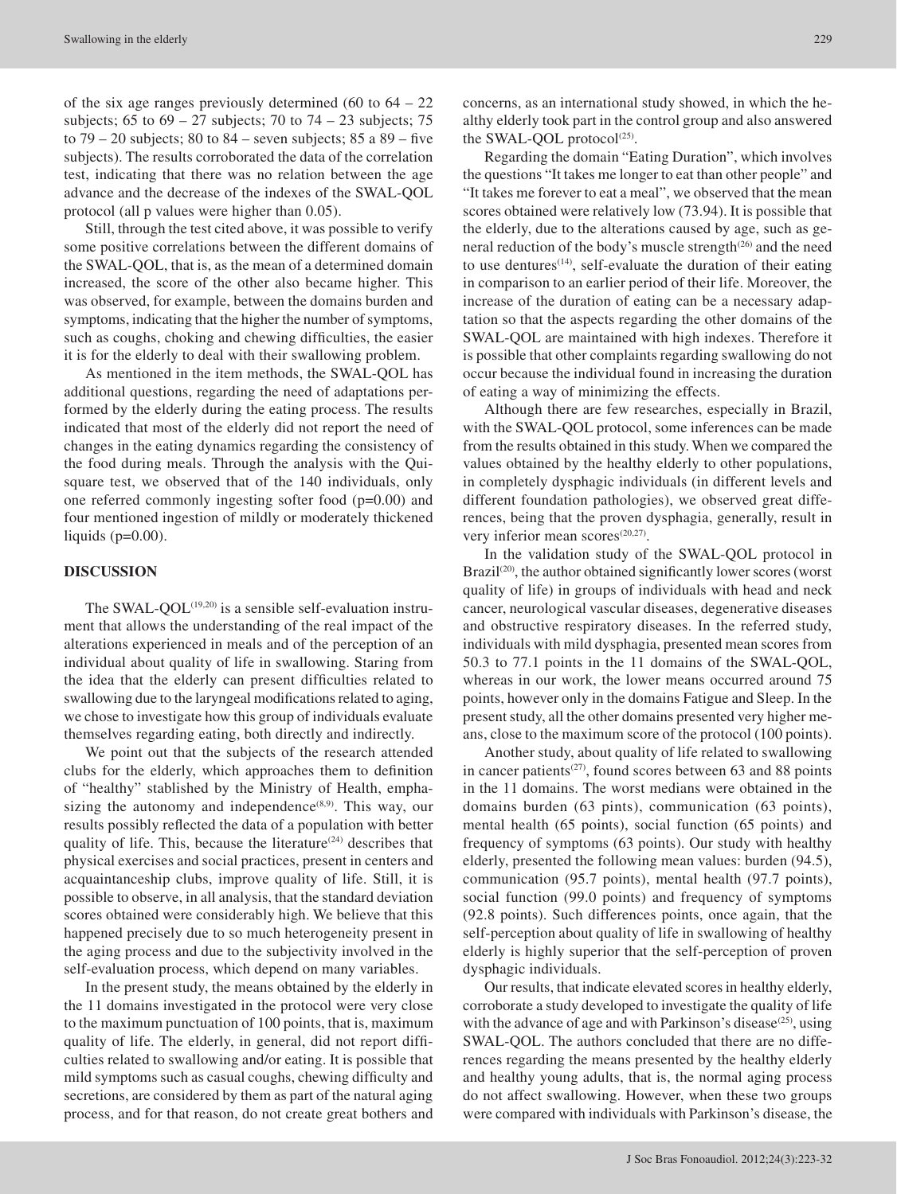of the six age ranges previously determined (60 to 64 – 22 subjects; 65 to 69 – 27 subjects; 70 to 74 – 23 subjects; 75 to 79 – 20 subjects; 80 to 84 – seven subjects; 85 a 89 – five subjects). The results corroborated the data of the correlation test, indicating that there was no relation between the age advance and the decrease of the indexes of the SWAL-QOL protocol (all p values were higher than 0.05).

Still, through the test cited above, it was possible to verify some positive correlations between the different domains of the SWAL-QOL, that is, as the mean of a determined domain increased, the score of the other also became higher. This was observed, for example, between the domains burden and symptoms, indicating that the higher the number of symptoms, such as coughs, choking and chewing difficulties, the easier it is for the elderly to deal with their swallowing problem.

As mentioned in the item methods, the SWAL-QOL has additional questions, regarding the need of adaptations performed by the elderly during the eating process. The results indicated that most of the elderly did not report the need of changes in the eating dynamics regarding the consistency of the food during meals. Through the analysis with the Qui-square test, we observed that of the 140 individuals, only one referred commonly ingesting softer food (p=0.00) and four mentioned ingestion of mildly or moderately thickened liquids (p=0.00).

## DISCUSSION

The SWAL-QOL[19,20] is a sensible self-evaluation instrument that allows the understanding of the real impact of the alterations experienced in meals and of the perception of an individual about quality of life in swallowing. Staring from the idea that the elderly can present difficulties related to swallowing due to the laryngeal modifications related to aging, we chose to investigate how this group of individuals evaluate themselves regarding eating, both directly and indirectly.

We point out that the subjects of the research attended clubs for the elderly, which approaches them to definition of "healthy" stablished by the Ministry of Health, emphasizing the autonomy and independence[8,9]. This way, our results possibly reflected the data of a population with better quality of life. This, because the literature[24] describes that physical exercises and social practices, present in centers and acquaintanceship clubs, improve quality of life. Still, it is possible to observe, in all analysis, that the standard deviation scores obtained were considerably high. We believe that this happened precisely due to so much heterogeneity present in the aging process and due to the subjectivity involved in the self-evaluation process, which depend on many variables.

In the present study, the means obtained by the elderly in the 11 domains investigated in the protocol were very close to the maximum punctuation of 100 points, that is, maximum quality of life. The elderly, in general, did not report difficulties related to swallowing and/or eating. It is possible that mild symptoms such as casual coughs, chewing difficulty and secretions, are considered by them as part of the natural aging process, and for that reason, do not create great bothers and concerns, as an international study showed, in which the healthy elderly took part in the control group and also answered the SWAL-QOL protocol[25].

Regarding the domain "Eating Duration", which involves the questions "It takes me longer to eat than other people" and "It takes me forever to eat a meal", we observed that the mean scores obtained were relatively low (73.94). It is possible that the elderly, due to the alterations caused by age, such as general reduction of the body's muscle strength[26] and the need to use dentures[14], self-evaluate the duration of their eating in comparison to an earlier period of their life. Moreover, the increase of the duration of eating can be a necessary adaptation so that the aspects regarding the other domains of the SWAL-QOL are maintained with high indexes. Therefore it is possible that other complaints regarding swallowing do not occur because the individual found in increasing the duration of eating a way of minimizing the effects.

Although there are few researches, especially in Brazil, with the SWAL-QOL protocol, some inferences can be made from the results obtained in this study. When we compared the values obtained by the healthy elderly to other populations, in completely dysphagic individuals (in different levels and different foundation pathologies), we observed great differences, being that the proven dysphagia, generally, result in very inferior mean scores[20,27].

In the validation study of the SWAL-QOL protocol in Brazil[20], the author obtained significantly lower scores (worst quality of life) in groups of individuals with head and neck cancer, neurological vascular diseases, degenerative diseases and obstructive respiratory diseases. In the referred study, individuals with mild dysphagia, presented mean scores from 50.3 to 77.1 points in the 11 domains of the SWAL-QOL, whereas in our work, the lower means occurred around 75 points, however only in the domains Fatigue and Sleep. In the present study, all the other domains presented very higher means, close to the maximum score of the protocol (100 points).

Another study, about quality of life related to swallowing in cancer patients[27], found scores between 63 and 88 points in the 11 domains. The worst medians were obtained in the domains burden (63 pints), communication (63 points), mental health (65 points), social function (65 points) and frequency of symptoms (63 points). Our study with healthy elderly, presented the following mean values: burden (94.5), communication (95.7 points), mental health (97.7 points), social function (99.0 points) and frequency of symptoms (92.8 points). Such differences points, once again, that the self-perception about quality of life in swallowing of healthy elderly is highly superior that the self-perception of proven dysphagic individuals.

Our results, that indicate elevated scores in healthy elderly, corroborate a study developed to investigate the quality of life with the advance of age and with Parkinson's disease[25], using SWAL-QOL. The authors concluded that there are no differences regarding the means presented by the healthy elderly and healthy young adults, that is, the normal aging process do not affect swallowing. However, when these two groups were compared with individuals with Parkinson's disease, the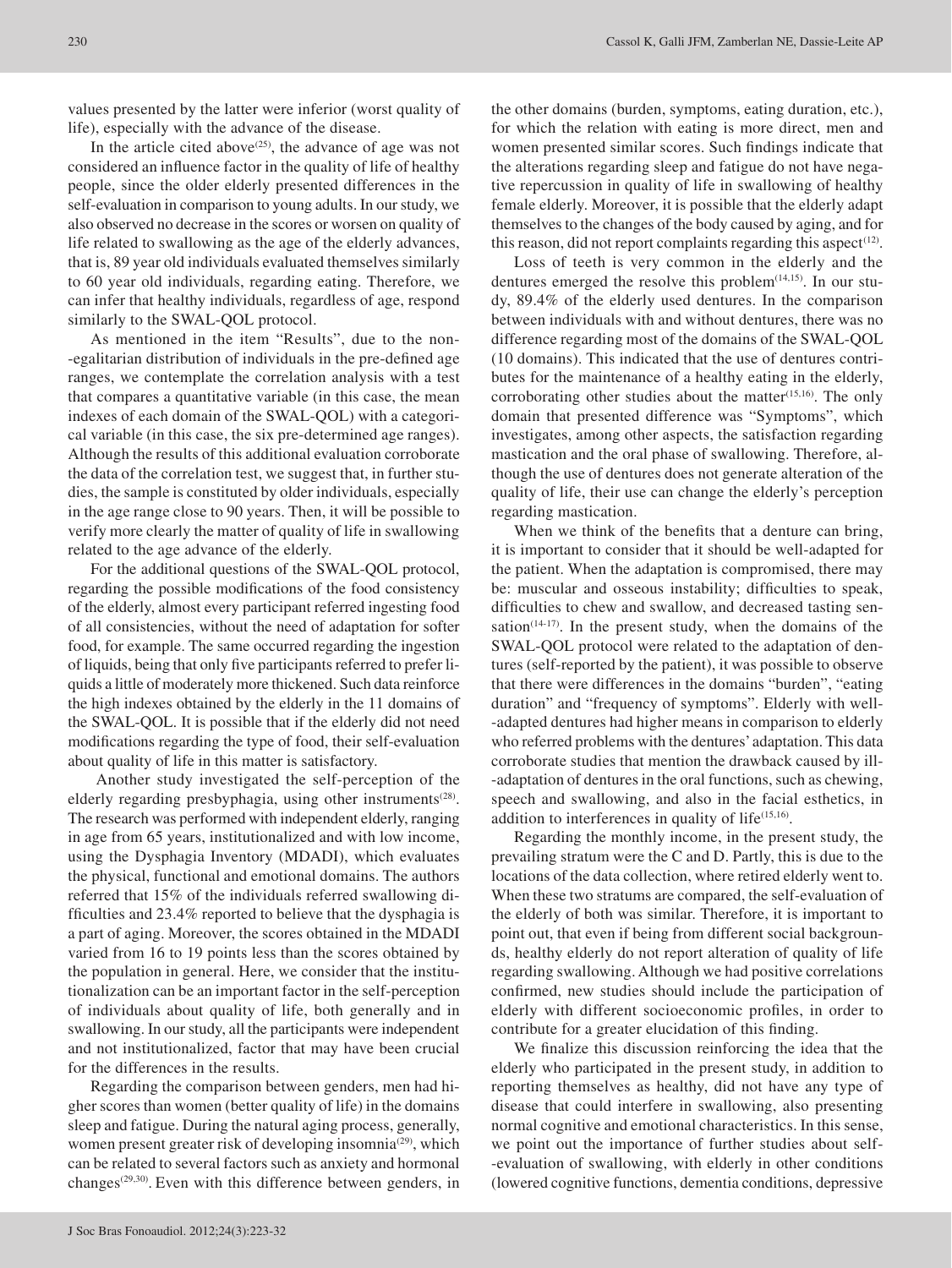values presented by the latter were inferior (worst quality of life), especially with the advance of the disease.

In the article cited above[25], the advance of age was not considered an influence factor in the quality of life of healthy people, since the older elderly presented differences in the self-evaluation in comparison to young adults. In our study, we also observed no decrease in the scores or worsen on quality of life related to swallowing as the age of the elderly advances, that is, 89 year old individuals evaluated themselves similarly to 60 year old individuals, regarding eating. Therefore, we can infer that healthy individuals, regardless of age, respond similarly to the SWAL-QOL protocol.

As mentioned in the item "Results", due to the non-egalitarian distribution of individuals in the pre-defined age ranges, we contemplate the correlation analysis with a test that compares a quantitative variable (in this case, the mean indexes of each domain of the SWAL-QOL) with a categorical variable (in this case, the six pre-determined age ranges). Although the results of this additional evaluation corroborate the data of the correlation test, we suggest that, in further studies, the sample is constituted by older individuals, especially in the age range close to 90 years. Then, it will be possible to verify more clearly the matter of quality of life in swallowing related to the age advance of the elderly.

For the additional questions of the SWAL-QOL protocol, regarding the possible modifications of the food consistency of the elderly, almost every participant referred ingesting food of all consistencies, without the need of adaptation for softer food, for example. The same occurred regarding the ingestion of liquids, being that only five participants referred to prefer liquids a little of moderately more thickened. Such data reinforce the high indexes obtained by the elderly in the 11 domains of the SWAL-QOL. It is possible that if the elderly did not need modifications regarding the type of food, their self-evaluation about quality of life in this matter is satisfactory.

Another study investigated the self-perception of the elderly regarding presbyphagia, using other instruments[28]. The research was performed with independent elderly, ranging in age from 65 years, institutionalized and with low income, using the Dysphagia Inventory (MDADI), which evaluates the physical, functional and emotional domains. The authors referred that 15% of the individuals referred swallowing difficulties and 23.4% reported to believe that the dysphagia is a part of aging. Moreover, the scores obtained in the MDADI varied from 16 to 19 points less than the scores obtained by the population in general. Here, we consider that the institutionalization can be an important factor in the self-perception of individuals about quality of life, both generally and in swallowing. In our study, all the participants were independent and not institutionalized, factor that may have been crucial for the differences in the results.

Regarding the comparison between genders, men had higher scores than women (better quality of life) in the domains sleep and fatigue. During the natural aging process, generally, women present greater risk of developing insomnia[29], which can be related to several factors such as anxiety and hormonal changes[29,30]. Even with this difference between genders, in the other domains (burden, symptoms, eating duration, etc.), for which the relation with eating is more direct, men and women presented similar scores. Such findings indicate that the alterations regarding sleep and fatigue do not have negative repercussion in quality of life in swallowing of healthy female elderly. Moreover, it is possible that the elderly adapt themselves to the changes of the body caused by aging, and for this reason, did not report complaints regarding this aspect[12].

Loss of teeth is very common in the elderly and the dentures emerged the resolve this problem[14,15]. In our study, 89.4% of the elderly used dentures. In the comparison between individuals with and without dentures, there was no difference regarding most of the domains of the SWAL-QOL (10 domains). This indicated that the use of dentures contributes for the maintenance of a healthy eating in the elderly, corroborating other studies about the matter[15,16]. The only domain that presented difference was "Symptoms", which investigates, among other aspects, the satisfaction regarding mastication and the oral phase of swallowing. Therefore, although the use of dentures does not generate alteration of the quality of life, their use can change the elderly's perception regarding mastication.

When we think of the benefits that a denture can bring, it is important to consider that it should be well-adapted for the patient. When the adaptation is compromised, there may be: muscular and osseous instability; difficulties to speak, difficulties to chew and swallow, and decreased tasting sensation[14-17]. In the present study, when the domains of the SWAL-QOL protocol were related to the adaptation of dentures (self-reported by the patient), it was possible to observe that there were differences in the domains "burden", "eating duration" and "frequency of symptoms". Elderly with well-adapted dentures had higher means in comparison to elderly who referred problems with the dentures' adaptation. This data corroborate studies that mention the drawback caused by ill-adaptation of dentures in the oral functions, such as chewing, speech and swallowing, and also in the facial esthetics, in addition to interferences in quality of life[15,16].

Regarding the monthly income, in the present study, the prevailing stratum were the C and D. Partly, this is due to the locations of the data collection, where retired elderly went to. When these two stratums are compared, the self-evaluation of the elderly of both was similar. Therefore, it is important to point out, that even if being from different social backgrounds, healthy elderly do not report alteration of quality of life regarding swallowing. Although we had positive correlations confirmed, new studies should include the participation of elderly with different socioeconomic profiles, in order to contribute for a greater elucidation of this finding.

We finalize this discussion reinforcing the idea that the elderly who participated in the present study, in addition to reporting themselves as healthy, did not have any type of disease that could interfere in swallowing, also presenting normal cognitive and emotional characteristics. In this sense, we point out the importance of further studies about self-evaluation of swallowing, with elderly in other conditions (lowered cognitive functions, dementia conditions, depressive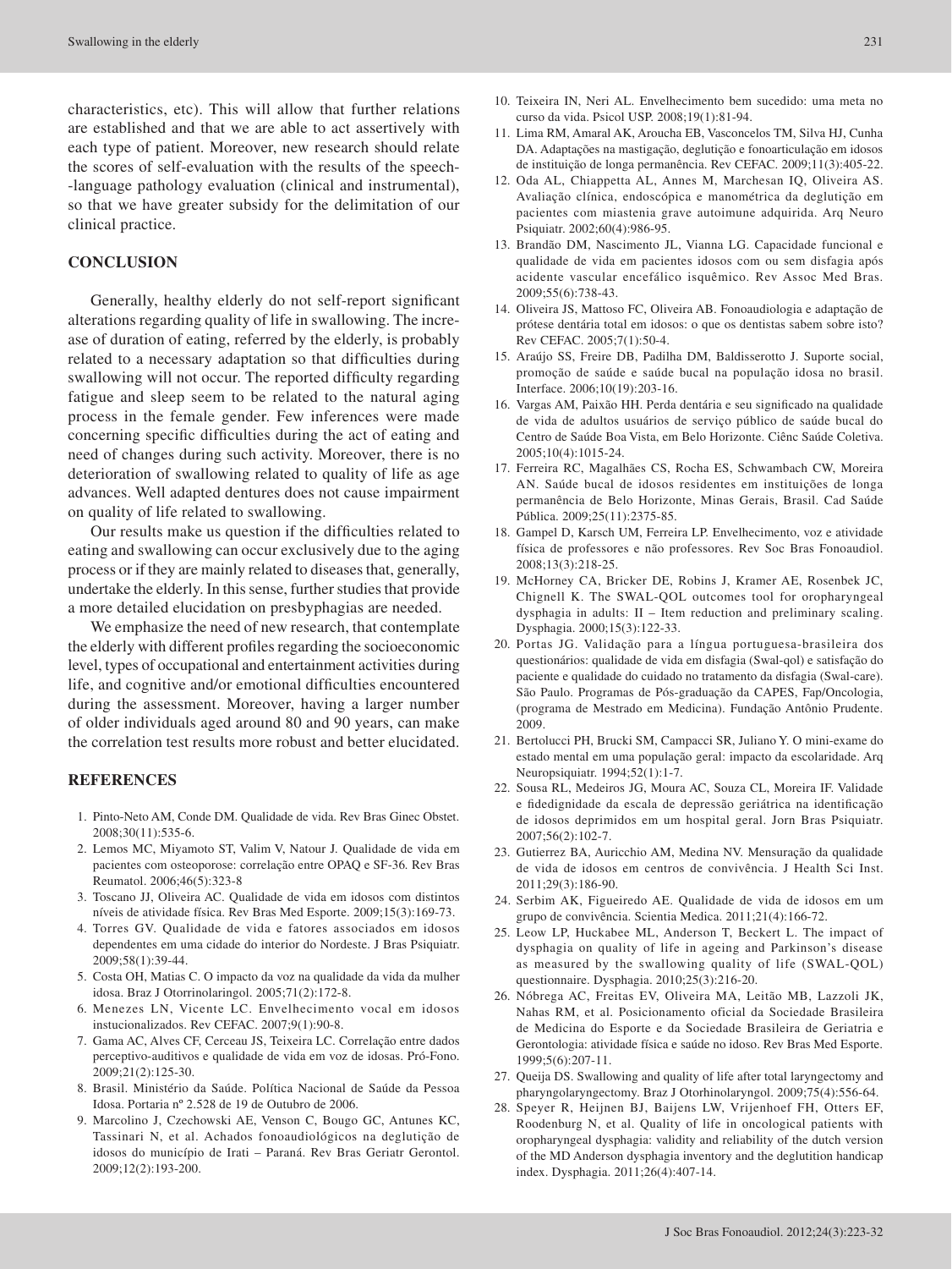characteristics, etc). This will allow that further relations are established and that we are able to act assertively with each type of patient. Moreover, new research should relate the scores of self-evaluation with the results of the speech-language pathology evaluation (clinical and instrumental), so that we have greater subsidy for the delimitation of our clinical practice.

## CONCLUSION

Generally, healthy elderly do not self-report significant alterations regarding quality of life in swallowing. The increase of duration of eating, referred by the elderly, is probably related to a necessary adaptation so that difficulties during swallowing will not occur. The reported difficulty regarding fatigue and sleep seem to be related to the natural aging process in the female gender. Few inferences were made concerning specific difficulties during the act of eating and need of changes during such activity. Moreover, there is no deterioration of swallowing related to quality of life as age advances. Well adapted dentures does not cause impairment on quality of life related to swallowing.

Our results make us question if the difficulties related to eating and swallowing can occur exclusively due to the aging process or if they are mainly related to diseases that, generally, undertake the elderly. In this sense, further studies that provide a more detailed elucidation on presbyphagias are needed.

We emphasize the need of new research, that contemplate the elderly with different profiles regarding the socioeconomic level, types of occupational and entertainment activities during life, and cognitive and/or emotional difficulties encountered during the assessment. Moreover, having a larger number of older individuals aged around 80 and 90 years, can make the correlation test results more robust and better elucidated.

## REFERENCES

1. Pinto-Neto AM, Conde DM. Qualidade de vida. Rev Bras Ginec Obstet. 2008;30(11):535-6.
2. Lemos MC, Miyamoto ST, Valim V, Natour J. Qualidade de vida em pacientes com osteoporose: correlação entre OPAQ e SF-36. Rev Bras Reumatol. 2006;46(5):323-8
3. Toscano JJ, Oliveira AC. Qualidade de vida em idosos com distintos níveis de atividade física. Rev Bras Med Esporte. 2009;15(3):169-73.
4. Torres GV. Qualidade de vida e fatores associados em idosos dependentes em uma cidade do interior do Nordeste. J Bras Psiquiatr. 2009;58(1):39-44.
5. Costa OH, Matias C. O impacto da voz na qualidade da vida da mulher idosa. Braz J Otorrinolaringol. 2005;71(2):172-8.
6. Menezes LN, Vicente LC. Envelhecimento vocal em idosos instucionalizados. Rev CEFAC. 2007;9(1):90-8.
7. Gama AC, Alves CF, Cerceau JS, Teixeira LC. Correlação entre dados perceptivo-auditivos e qualidade de vida em voz de idosas. Pró-Fono. 2009;21(2):125-30.
8. Brasil. Ministério da Saúde. Política Nacional de Saúde da Pessoa Idosa. Portaria nº 2.528 de 19 de Outubro de 2006.
9. Marcolino J, Czechowski AE, Venson C, Bougo GC, Antunes KC, Tassinari N, et al. Achados fonoaudiológicos na deglutição de idosos do município de Irati – Paraná. Rev Bras Geriatr Gerontol. 2009;12(2):193-200.
10. Teixeira IN, Neri AL. Envelhecimento bem sucedido: uma meta no curso da vida. Psicol USP. 2008;19(1):81-94.
11. Lima RM, Amaral AK, Aroucha EB, Vasconcelos TM, Silva HJ, Cunha DA. Adaptações na mastigação, deglutição e fonoarticulação em idosos de instituição de longa permanência. Rev CEFAC. 2009;11(3):405-22.
12. Oda AL, Chiappetta AL, Annes M, Marchesan IQ, Oliveira AS. Avaliação clínica, endoscópica e manométrica da deglutição em pacientes com miastenia grave autoimune adquirida. Arq Neuro Psiquiatr. 2002;60(4):986-95.
13. Brandão DM, Nascimento JL, Vianna LG. Capacidade funcional e qualidade de vida em pacientes idosos com ou sem disfagia após acidente vascular encefálico isquêmico. Rev Assoc Med Bras. 2009;55(6):738-43.
14. Oliveira JS, Mattoso FC, Oliveira AB. Fonoaudiologia e adaptação de prótese dentária total em idosos: o que os dentistas sabem sobre isto? Rev CEFAC. 2005;7(1):50-4.
15. Araújo SS, Freire DB, Padilha DM, Baldisserotto J. Suporte social, promoção de saúde e saúde bucal na população idosa no brasil. Interface. 2006;10(19):203-16.
16. Vargas AM, Paixão HH. Perda dentária e seu significado na qualidade de vida de adultos usuários de serviço público de saúde bucal do Centro de Saúde Boa Vista, em Belo Horizonte. Ciênc Saúde Coletiva. 2005;10(4):1015-24.
17. Ferreira RC, Magalhães CS, Rocha ES, Schwambach CW, Moreira AN. Saúde bucal de idosos residentes em instituições de longa permanência de Belo Horizonte, Minas Gerais, Brasil. Cad Saúde Pública. 2009;25(11):2375-85.
18. Gampel D, Karsch UM, Ferreira LP. Envelhecimento, voz e atividade física de professores e não professores. Rev Soc Bras Fonoaudiol. 2008;13(3):218-25.
19. McHorney CA, Bricker DE, Robins J, Kramer AE, Rosenbek JC, Chignell K. The SWAL-QOL outcomes tool for oropharyngeal dysphagia in adults: II – Item reduction and preliminary scaling. Dysphagia. 2000;15(3):122-33.
20. Portas JG. Validação para a língua portuguesa-brasileira dos questionários: qualidade de vida em disfagia (Swal-qol) e satisfação do paciente e qualidade do cuidado no tratamento da disfagia (Swal-care). São Paulo. Programas de Pós-graduação da CAPES, Fap/Oncologia, (programa de Mestrado em Medicina). Fundação Antônio Prudente. 2009.
21. Bertolucci PH, Brucki SM, Campacci SR, Juliano Y. O mini-exame do estado mental em uma população geral: impacto da escolaridade. Arq Neuropsiquiatr. 1994;52(1):1-7.
22. Sousa RL, Medeiros JG, Moura AC, Souza CL, Moreira IF. Validade e fidedignidade da escala de depressão geriátrica na identificação de idosos deprimidos em um hospital geral. Jorn Bras Psiquiatr. 2007;56(2):102-7.
23. Gutierrez BA, Auricchio AM, Medina NV. Mensuração da qualidade de vida de idosos em centros de convivência. J Health Sci Inst. 2011;29(3):186-90.
24. Serbim AK, Figueiredo AE. Qualidade de vida de idosos em um grupo de convivência. Scientia Medica. 2011;21(4):166-72.
25. Leow LP, Huckabee ML, Anderson T, Beckert L. The impact of dysphagia on quality of life in ageing and Parkinson's disease as measured by the swallowing quality of life (SWAL-QOL) questionnaire. Dysphagia. 2010;25(3):216-20.
26. Nóbrega AC, Freitas EV, Oliveira MA, Leitão MB, Lazzoli JK, Nahas RM, et al. Posicionamento oficial da Sociedade Brasileira de Medicina do Esporte e da Sociedade Brasileira de Geriatria e Gerontologia: atividade física e saúde no idoso. Rev Bras Med Esporte. 1999;5(6):207-11.
27. Queija DS. Swallowing and quality of life after total laryngectomy and pharyngolaryngectomy. Braz J Otorhinolaryngol. 2009;75(4):556-64.
28. Speyer R, Heijnen BJ, Baijens LW, Vrijenhoef FH, Otters EF, Roodenburg N, et al. Quality of life in oncological patients with oropharyngeal dysphagia: validity and reliability of the dutch version of the MD Anderson dysphagia inventory and the deglutition handicap index. Dysphagia. 2011;26(4):407-14.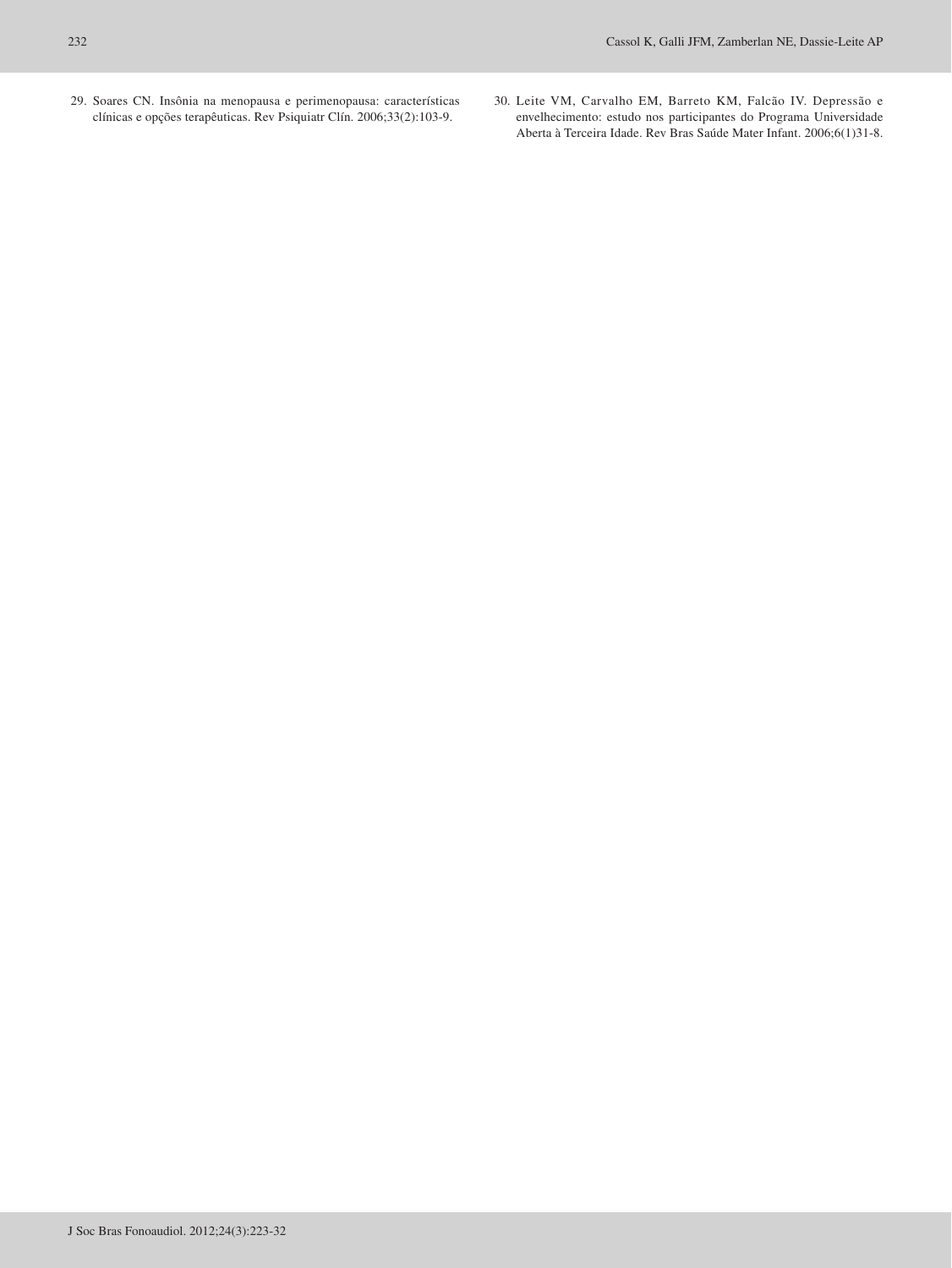29. Soares CN. Insônia na menopausa e perimenopausa: características clínicas e opções terapêuticas. Rev Psiquiatr Clín. 2006;33(2):103-9.
30. Leite VM, Carvalho EM, Barreto KM, Falcão IV. Depressão e envelhecimento: estudo nos participantes do Programa Universidade Aberta à Terceira Idade. Rev Bras Saúde Mater Infant. 2006;6(1)31-8.